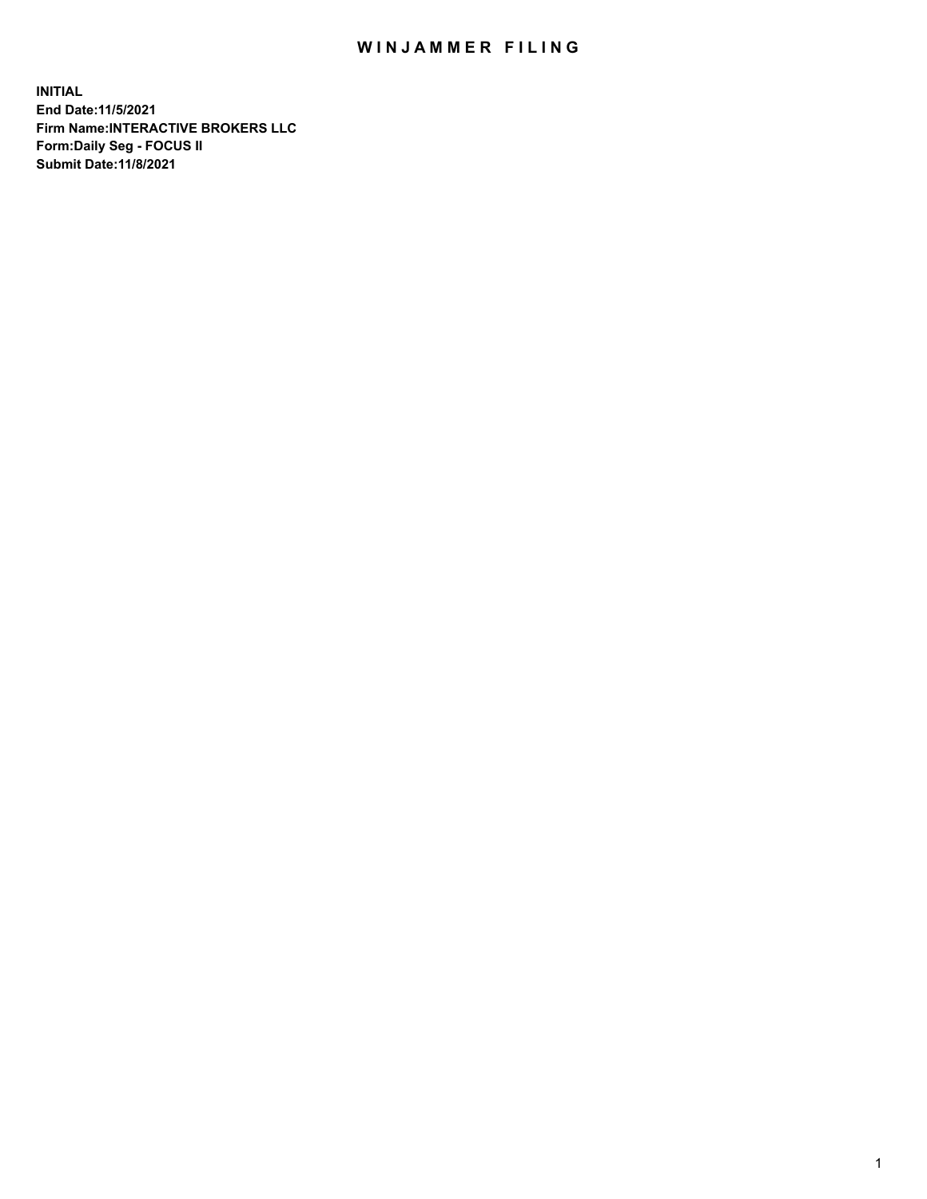# WINJAMMER FILING

**INITIAL**
**End Date:11/5/2021**
**Firm Name:INTERACTIVE BROKERS LLC**
**Form:Daily Seg - FOCUS II**
**Submit Date:11/8/2021**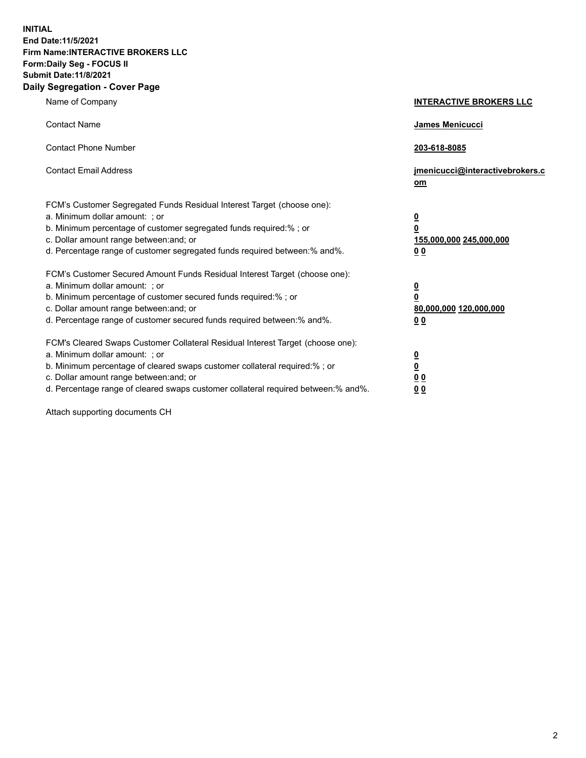**INITIAL**
**End Date:11/5/2021**
**Firm Name:INTERACTIVE BROKERS LLC**
**Form:Daily Seg - FOCUS II**
**Submit Date:11/8/2021**

## Daily Segregation - Cover Page

| | |
|---|---|
| Name of Company | **INTERACTIVE BROKERS LLC** |
| Contact Name | **James Menicucci** |
| Contact Phone Number | **203-618-8085** |
| Contact Email Address | **jmenicucci@interactivebrokers.com** |

| | |
|---|---|
| FCM's Customer Segregated Funds Residual Interest Target (choose one): | |
| a. Minimum dollar amount: ; or | **0** |
| b. Minimum percentage of customer segregated funds required:% ; or | **0** |
| c. Dollar amount range between:and; or | **155,000,000 245,000,000** |
| d. Percentage range of customer segregated funds required between:% and%. | **0 0** |
| FCM's Customer Secured Amount Funds Residual Interest Target (choose one): | |
| a. Minimum dollar amount: ; or | **0** |
| b. Minimum percentage of customer secured funds required:% ; or | **0** |
| c. Dollar amount range between:and; or | **80,000,000 120,000,000** |
| d. Percentage range of customer secured funds required between:% and%. | **0 0** |
| FCM's Cleared Swaps Customer Collateral Residual Interest Target (choose one): | |
| a. Minimum dollar amount: ; or | **0** |
| b. Minimum percentage of cleared swaps customer collateral required:% ; or | **0** |
| c. Dollar amount range between:and; or | **0 0** |
| d. Percentage range of cleared swaps customer collateral required between:% and%. | **0 0** |

Attach supporting documents CH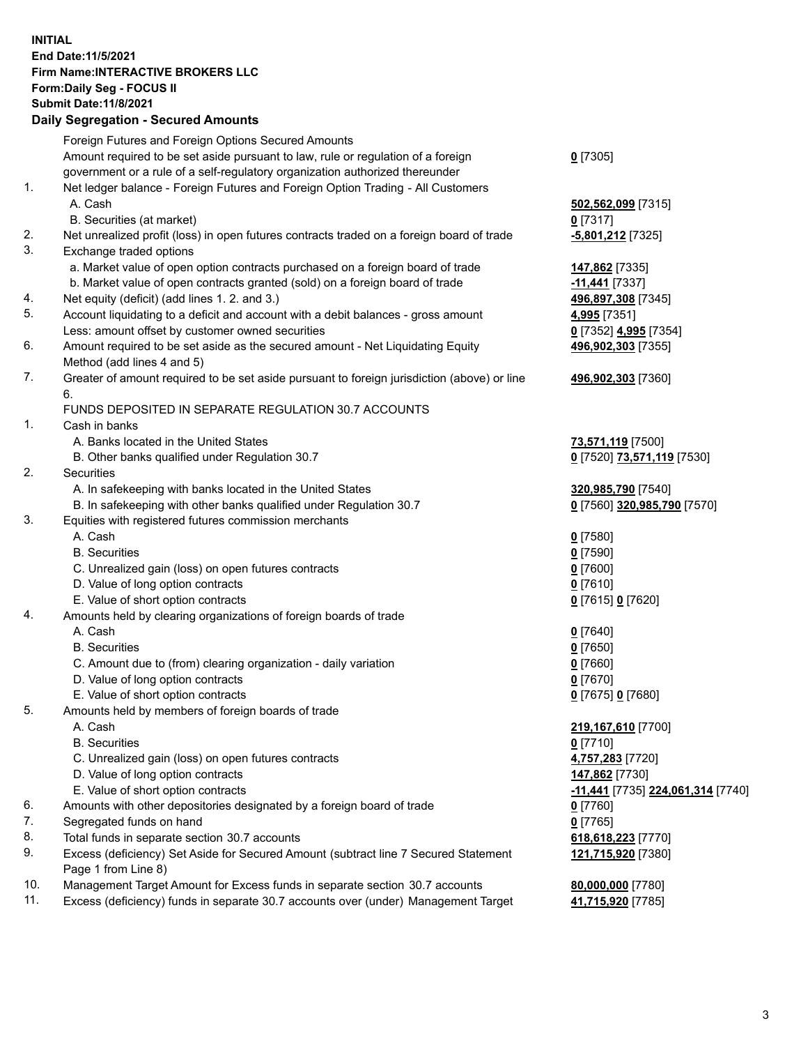**INITIAL**
**End Date:11/5/2021**
**Firm Name:INTERACTIVE BROKERS LLC**
**Form:Daily Seg - FOCUS II**
**Submit Date:11/8/2021**

### Daily Segregation - Secured Amounts

| | | |
|---|---|---|
| | Foreign Futures and Foreign Options Secured Amounts | |
| | Amount required to be set aside pursuant to law, rule or regulation of a foreign government or a rule of a self-regulatory organization authorized thereunder | **0** [7305] |
| 1. | Net ledger balance - Foreign Futures and Foreign Option Trading - All Customers | |
| | A. Cash | **502,562,099** [7315] |
| | B. Securities (at market) | **0** [7317] |
| 2. | Net unrealized profit (loss) in open futures contracts traded on a foreign board of trade | **-5,801,212** [7325] |
| 3. | Exchange traded options | |
| | a. Market value of open option contracts purchased on a foreign board of trade | **147,862** [7335] |
| | b. Market value of open contracts granted (sold) on a foreign board of trade | **-11,441** [7337] |
| 4. | Net equity (deficit) (add lines 1. 2. and 3.) | **496,897,308** [7345] |
| 5. | Account liquidating to a deficit and account with a debit balances - gross amount | **4,995** [7351] |
| | Less: amount offset by customer owned securities | **0** [7352] **4,995** [7354] |
| 6. | Amount required to be set aside as the secured amount - Net Liquidating Equity Method (add lines 4 and 5) | **496,902,303** [7355] |
| 7. | Greater of amount required to be set aside pursuant to foreign jurisdiction (above) or line 6. | **496,902,303** [7360] |
| | FUNDS DEPOSITED IN SEPARATE REGULATION 30.7 ACCOUNTS | |
| 1. | Cash in banks | |
| | A. Banks located in the United States | **73,571,119** [7500] |
| | B. Other banks qualified under Regulation 30.7 | **0** [7520] **73,571,119** [7530] |
| 2. | Securities | |
| | A. In safekeeping with banks located in the United States | **320,985,790** [7540] |
| | B. In safekeeping with other banks qualified under Regulation 30.7 | **0** [7560] **320,985,790** [7570] |
| 3. | Equities with registered futures commission merchants | |
| | A. Cash | **0** [7580] |
| | B. Securities | **0** [7590] |
| | C. Unrealized gain (loss) on open futures contracts | **0** [7600] |
| | D. Value of long option contracts | **0** [7610] |
| | E. Value of short option contracts | **0** [7615] **0** [7620] |
| 4. | Amounts held by clearing organizations of foreign boards of trade | |
| | A. Cash | **0** [7640] |
| | B. Securities | **0** [7650] |
| | C. Amount due to (from) clearing organization - daily variation | **0** [7660] |
| | D. Value of long option contracts | **0** [7670] |
| | E. Value of short option contracts | **0** [7675] **0** [7680] |
| 5. | Amounts held by members of foreign boards of trade | |
| | A. Cash | **219,167,610** [7700] |
| | B. Securities | **0** [7710] |
| | C. Unrealized gain (loss) on open futures contracts | **4,757,283** [7720] |
| | D. Value of long option contracts | **147,862** [7730] |
| | E. Value of short option contracts | **-11,441** [7735] **224,061,314** [7740] |
| 6. | Amounts with other depositories designated by a foreign board of trade | **0** [7760] |
| 7. | Segregated funds on hand | **0** [7765] |
| 8. | Total funds in separate section 30.7 accounts | **618,618,223** [7770] |
| 9. | Excess (deficiency) Set Aside for Secured Amount (subtract line 7 Secured Statement Page 1 from Line 8) | **121,715,920** [7380] |
| 10. | Management Target Amount for Excess funds in separate section 30.7 accounts | **80,000,000** [7780] |
| 11. | Excess (deficiency) funds in separate 30.7 accounts over (under) Management Target | **41,715,920** [7785] |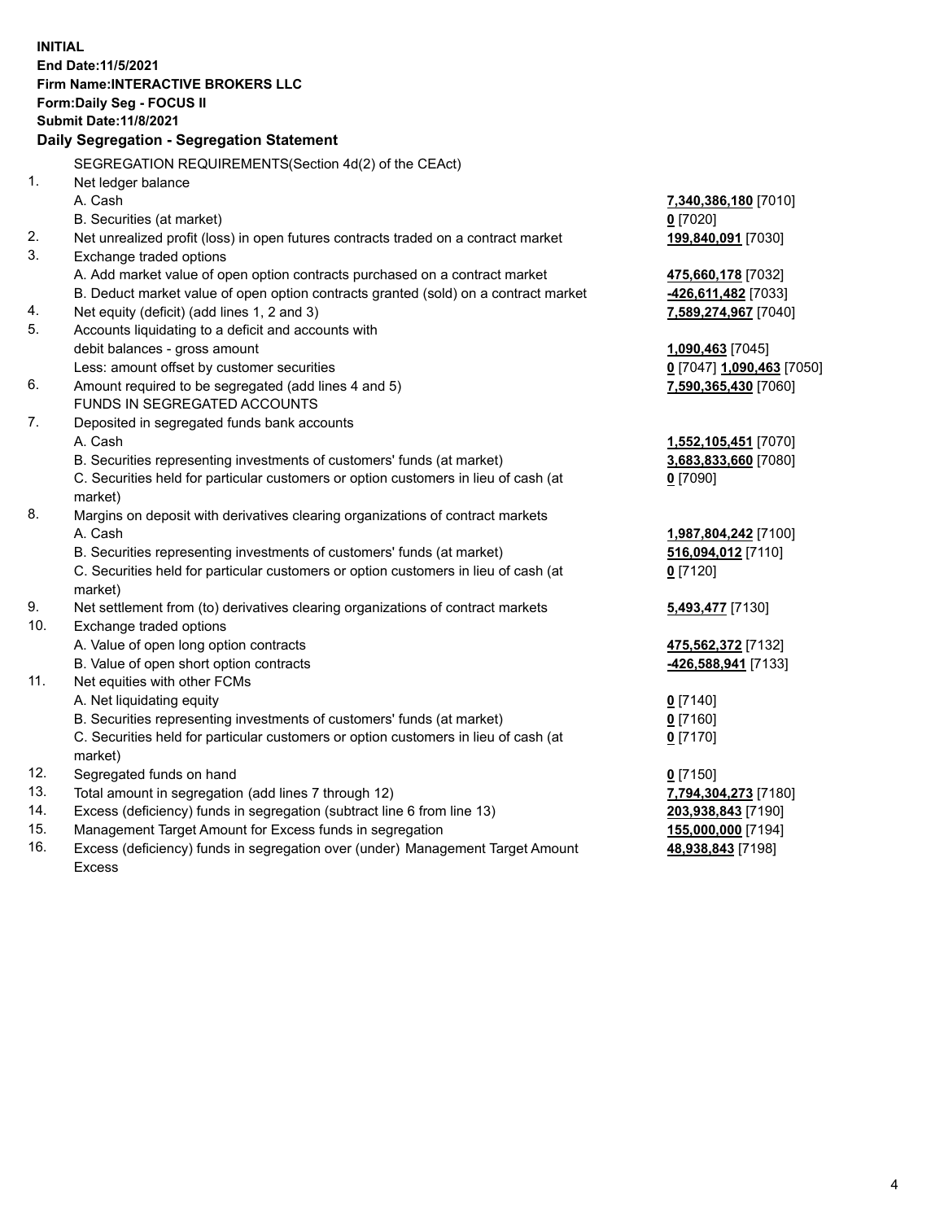**INITIAL**
**End Date:11/5/2021**
**Firm Name:INTERACTIVE BROKERS LLC**
**Form:Daily Seg - FOCUS II**
**Submit Date:11/8/2021**

## Daily Segregation - Segregation Statement

SEGREGATION REQUIREMENTS(Section 4d(2) of the CEAct)

| | | |
|---|---|---|
| 1. | Net ledger balance | |
| | A. Cash | **7,340,386,180** [7010] |
| | B. Securities (at market) | **0** [7020] |
| 2. | Net unrealized profit (loss) in open futures contracts traded on a contract market | **199,840,091** [7030] |
| 3. | Exchange traded options | |
| | A. Add market value of open option contracts purchased on a contract market | **475,660,178** [7032] |
| | B. Deduct market value of open option contracts granted (sold) on a contract market | **-426,611,482** [7033] |
| 4. | Net equity (deficit) (add lines 1, 2 and 3) | **7,589,274,967** [7040] |
| 5. | Accounts liquidating to a deficit and accounts with | |
| | debit balances - gross amount | **1,090,463** [7045] |
| | Less: amount offset by customer securities | **0** [7047] **1,090,463** [7050] |
| 6. | Amount required to be segregated (add lines 4 and 5) | **7,590,365,430** [7060] |
| | FUNDS IN SEGREGATED ACCOUNTS | |
| 7. | Deposited in segregated funds bank accounts | |
| | A. Cash | **1,552,105,451** [7070] |
| | B. Securities representing investments of customers' funds (at market) | **3,683,833,660** [7080] |
| | C. Securities held for particular customers or option customers in lieu of cash (at market) | **0** [7090] |
| 8. | Margins on deposit with derivatives clearing organizations of contract markets | |
| | A. Cash | **1,987,804,242** [7100] |
| | B. Securities representing investments of customers' funds (at market) | **516,094,012** [7110] |
| | C. Securities held for particular customers or option customers in lieu of cash (at market) | **0** [7120] |
| 9. | Net settlement from (to) derivatives clearing organizations of contract markets | **5,493,477** [7130] |
| 10. | Exchange traded options | |
| | A. Value of open long option contracts | **475,562,372** [7132] |
| | B. Value of open short option contracts | **-426,588,941** [7133] |
| 11. | Net equities with other FCMs | |
| | A. Net liquidating equity | **0** [7140] |
| | B. Securities representing investments of customers' funds (at market) | **0** [7160] |
| | C. Securities held for particular customers or option customers in lieu of cash (at market) | **0** [7170] |
| 12. | Segregated funds on hand | **0** [7150] |
| 13. | Total amount in segregation (add lines 7 through 12) | **7,794,304,273** [7180] |
| 14. | Excess (deficiency) funds in segregation (subtract line 6 from line 13) | **203,938,843** [7190] |
| 15. | Management Target Amount for Excess funds in segregation | **155,000,000** [7194] |
| 16. | Excess (deficiency) funds in segregation over (under) Management Target Amount Excess | **48,938,843** [7198] |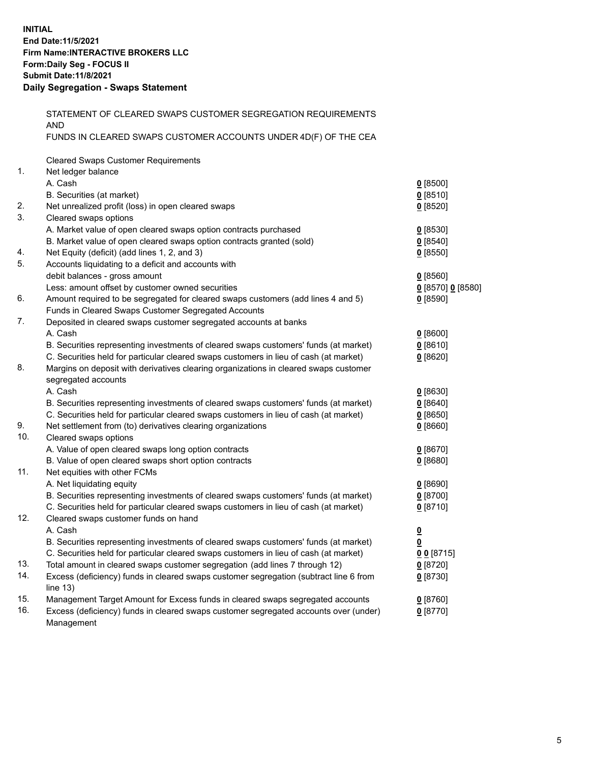**INITIAL**
**End Date:11/5/2021**
**Firm Name:INTERACTIVE BROKERS LLC**
**Form:Daily Seg - FOCUS II**
**Submit Date:11/8/2021**
**Daily Segregation - Swaps Statement**

STATEMENT OF CLEARED SWAPS CUSTOMER SEGREGATION REQUIREMENTS AND
FUNDS IN CLEARED SWAPS CUSTOMER ACCOUNTS UNDER 4D(F) OF THE CEA

| | | |
|---|---|---|
| | Cleared Swaps Customer Requirements | |
| 1. | Net ledger balance | |
| | A. Cash | 0 [8500] |
| | B. Securities (at market) | 0 [8510] |
| 2. | Net unrealized profit (loss) in open cleared swaps | 0 [8520] |
| 3. | Cleared swaps options | |
| | A. Market value of open cleared swaps option contracts purchased | 0 [8530] |
| | B. Market value of open cleared swaps option contracts granted (sold) | 0 [8540] |
| 4. | Net Equity (deficit) (add lines 1, 2, and 3) | 0 [8550] |
| 5. | Accounts liquidating to a deficit and accounts with | |
| | debit balances - gross amount | 0 [8560] |
| | Less: amount offset by customer owned securities | 0 [8570] 0 [8580] |
| 6. | Amount required to be segregated for cleared swaps customers (add lines 4 and 5) | 0 [8590] |
| | Funds in Cleared Swaps Customer Segregated Accounts | |
| 7. | Deposited in cleared swaps customer segregated accounts at banks | |
| | A. Cash | 0 [8600] |
| | B. Securities representing investments of cleared swaps customers' funds (at market) | 0 [8610] |
| | C. Securities held for particular cleared swaps customers in lieu of cash (at market) | 0 [8620] |
| 8. | Margins on deposit with derivatives clearing organizations in cleared swaps customer segregated accounts | |
| | A. Cash | 0 [8630] |
| | B. Securities representing investments of cleared swaps customers' funds (at market) | 0 [8640] |
| | C. Securities held for particular cleared swaps customers in lieu of cash (at market) | 0 [8650] |
| 9. | Net settlement from (to) derivatives clearing organizations | 0 [8660] |
| 10. | Cleared swaps options | |
| | A. Value of open cleared swaps long option contracts | 0 [8670] |
| | B. Value of open cleared swaps short option contracts | 0 [8680] |
| 11. | Net equities with other FCMs | |
| | A. Net liquidating equity | 0 [8690] |
| | B. Securities representing investments of cleared swaps customers' funds (at market) | 0 [8700] |
| | C. Securities held for particular cleared swaps customers in lieu of cash (at market) | 0 [8710] |
| 12. | Cleared swaps customer funds on hand | |
| | A. Cash | 0 |
| | B. Securities representing investments of cleared swaps customers' funds (at market) | 0 |
| | C. Securities held for particular cleared swaps customers in lieu of cash (at market) | 0 0 [8715] |
| 13. | Total amount in cleared swaps customer segregation (add lines 7 through 12) | 0 [8720] |
| 14. | Excess (deficiency) funds in cleared swaps customer segregation (subtract line 6 from line 13) | 0 [8730] |
| 15. | Management Target Amount for Excess funds in cleared swaps segregated accounts | 0 [8760] |
| 16. | Excess (deficiency) funds in cleared swaps customer segregated accounts over (under) Management | 0 [8770] |